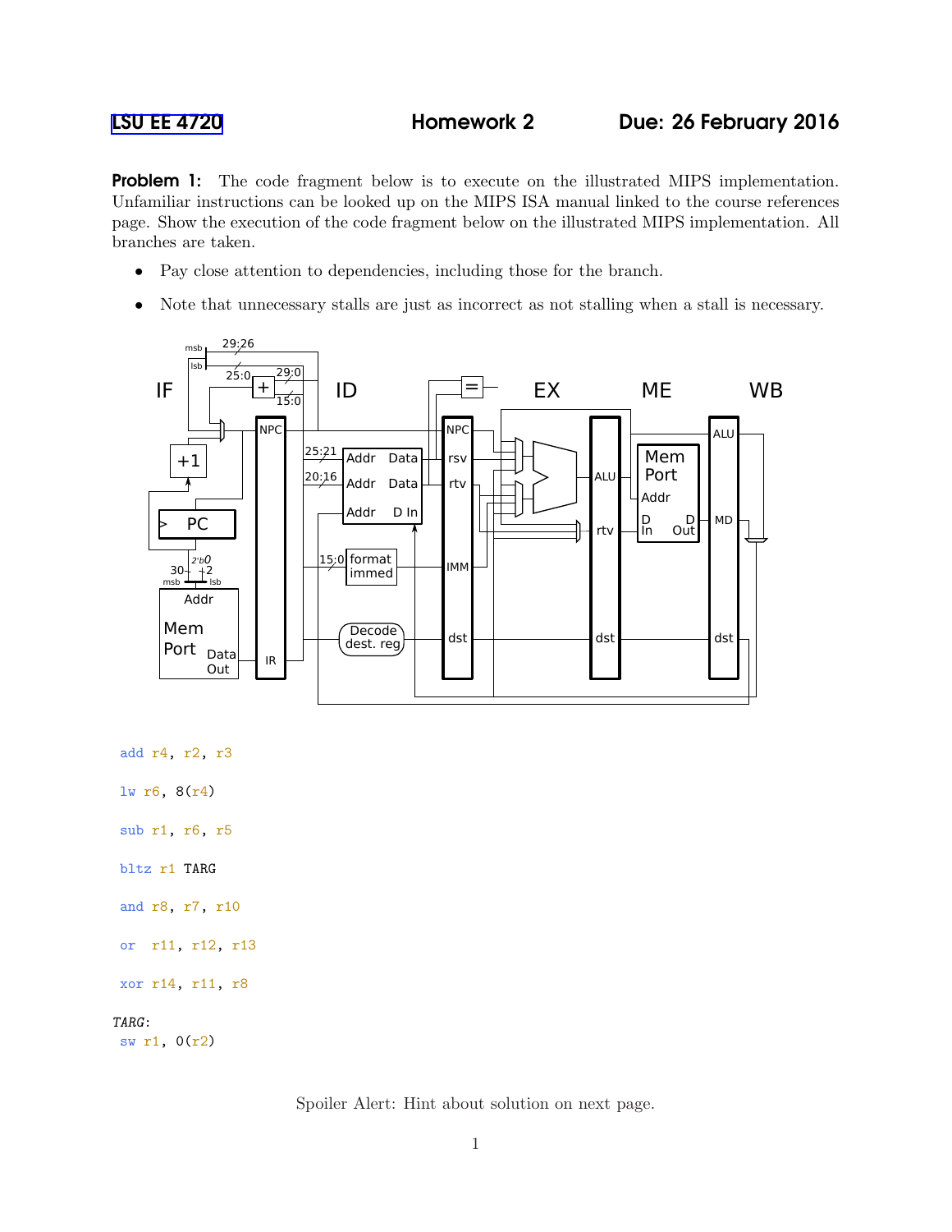LSU EE 4720 Homework 2 Due: 26 February 2016

**Problem 1:** The code fragment below is to execute on the illustrated MIPS implementation. Unfamiliar instructions can be looked up on the MIPS ISA manual linked to the course references page. Show the execution of the code fragment below on the illustrated MIPS implementation. All branches are taken.

- Pay close attention to dependencies, including those for the branch.
- Note that unnecessary stalls are just as incorrect as not stalling when a stall is necessary.

```
add r4, r2, r3

lw r6, 8(r4)

sub r1, r6, r5

bltz r1 TARG

and r8, r7, r10

or  r11, r12, r13

xor r14, r11, r8

TARG:
 sw r1, 0(r2)
```

Spoiler Alert: Hint about solution on next page.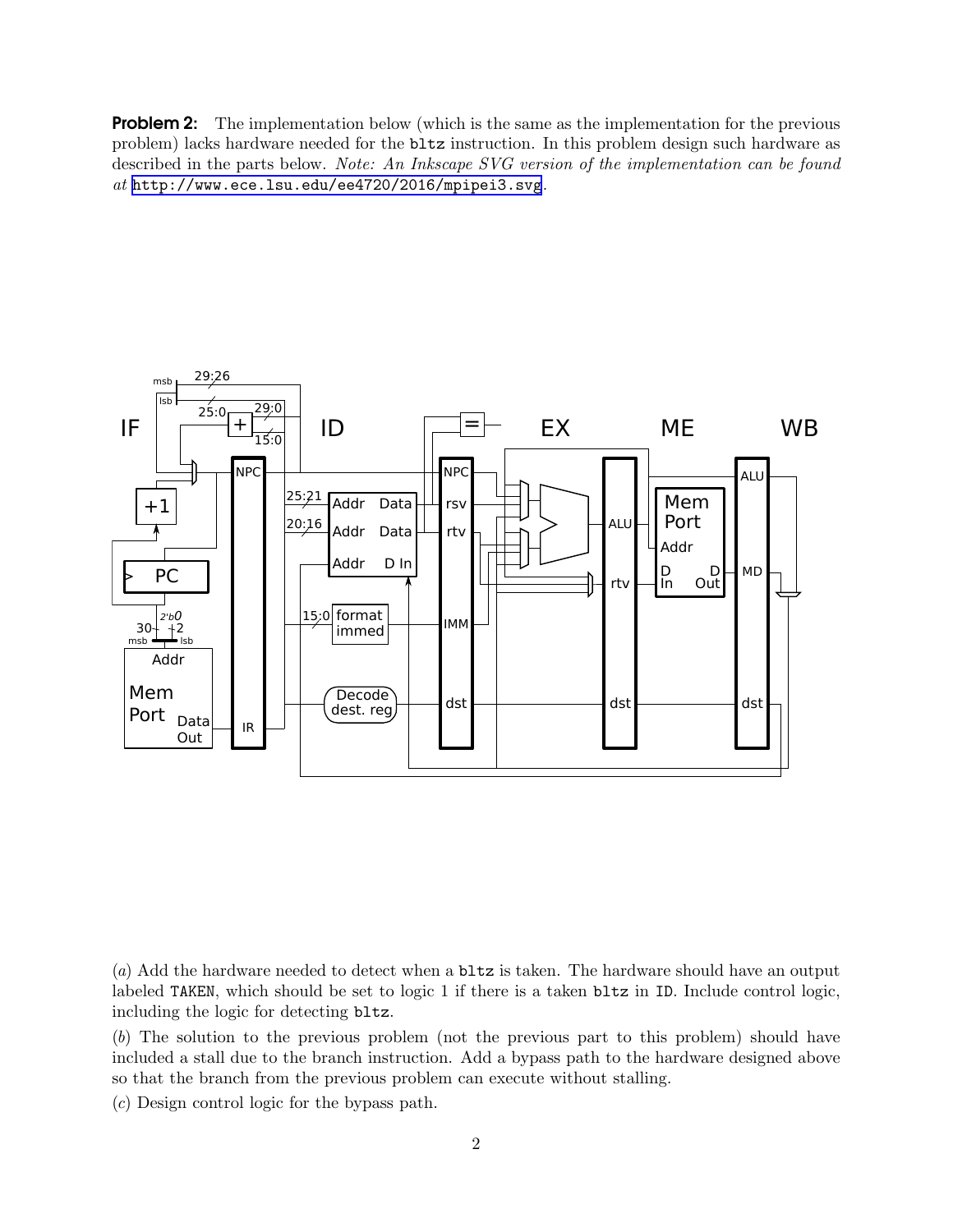**Problem 2:** The implementation below (which is the same as the implementation for the previous problem) lacks hardware needed for the `bltz` instruction. In this problem design such hardware as described in the parts below. *Note: An Inkscape SVG version of the implementation can be found at* http://www.ece.lsu.edu/ee4720/2016/mpipei3.svg.

(*a*) Add the hardware needed to detect when a `bltz` is taken. The hardware should have an output labeled `TAKEN`, which should be set to logic 1 if there is a taken `bltz` in `ID`. Include control logic, including the logic for detecting `bltz`.

(*b*) The solution to the previous problem (not the previous part to this problem) should have included a stall due to the branch instruction. Add a bypass path to the hardware designed above so that the branch from the previous problem can execute without stalling.

(*c*) Design control logic for the bypass path.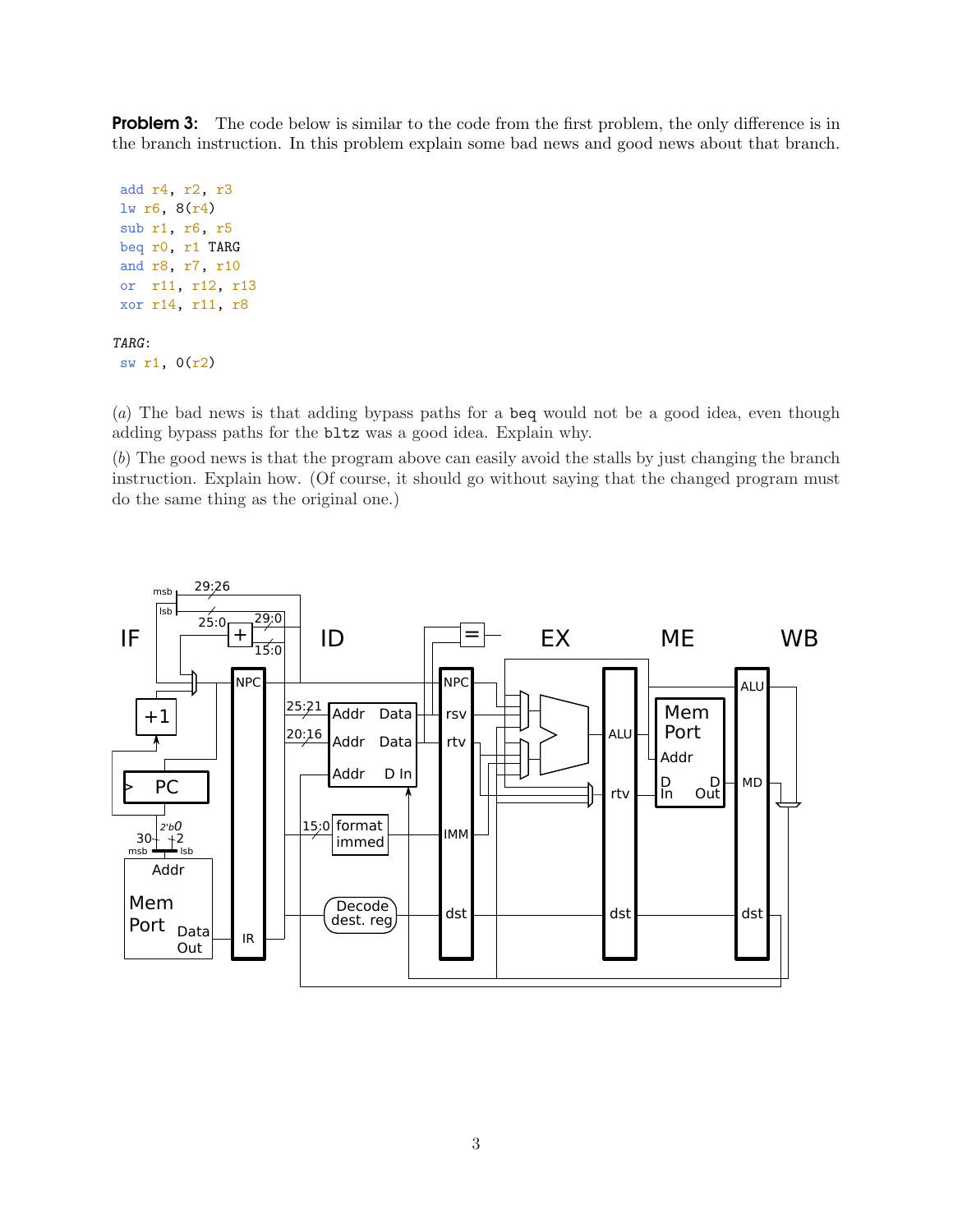**Problem 3:** The code below is similar to the code from the first problem, the only difference is in the branch instruction. In this problem explain some bad news and good news about that branch.

```
add r4, r2, r3
lw r6, 8(r4)
sub r1, r6, r5
beq r0, r1 TARG
and r8, r7, r10
or  r11, r12, r13
xor r14, r11, r8

TARG:
sw r1, 0(r2)
```

(*a*) The bad news is that adding bypass paths for a `beq` would not be a good idea, even though adding bypass paths for the `bltz` was a good idea. Explain why.

(*b*) The good news is that the program above can easily avoid the stalls by just changing the branch instruction. Explain how. (Of course, it should go without saying that the changed program must do the same thing as the original one.)

IF

ID

EX

ME

WB

msb
29:26
lsb
25:0
29:0
15:0
+
NPC
+1
PC
2'b0
30
2
msb
lsb
Addr
Mem
Port
Data
Out
IR
25:21
20:16
Addr
Data
Addr
Data
Addr
D In
15:0
format
immed
Decode
dest. reg
=
NPC
rsv
rtv
IMM
dst
ALU
rtv
dst
Mem
Port
Addr
D
In
D
Out
ALU
MD
dst